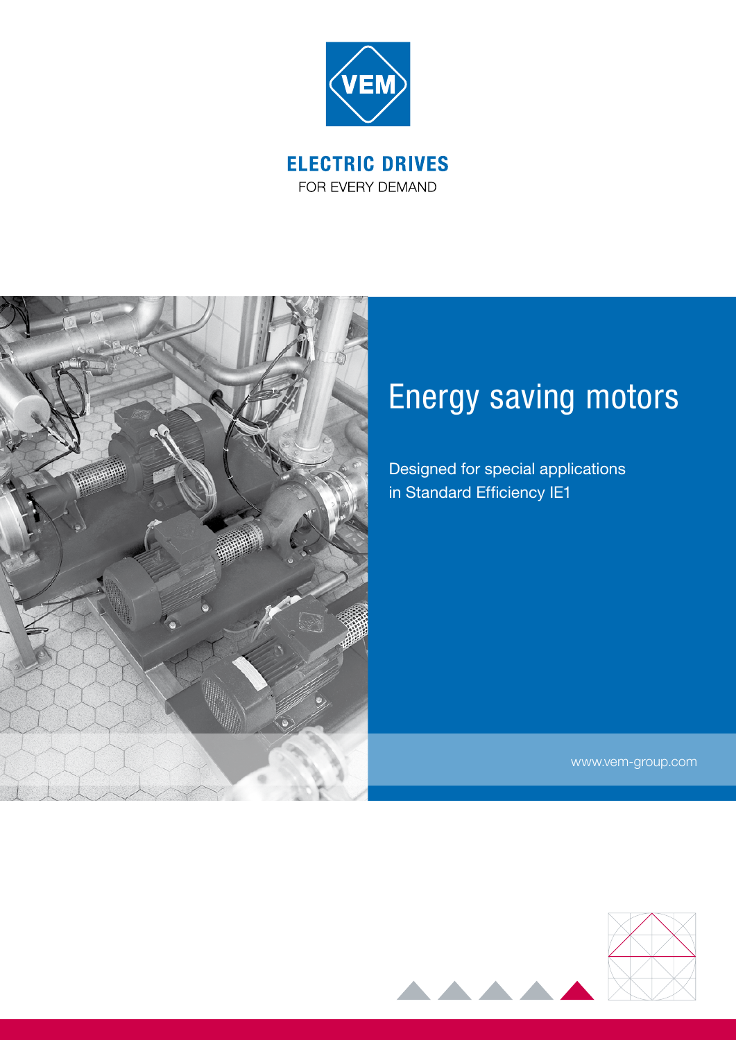VEM

**ELECTRIC DRIVES**
FOR EVERY DEMAND

# Energy saving motors

Designed for special applications
in Standard Efficiency IE1

www.vem-group.com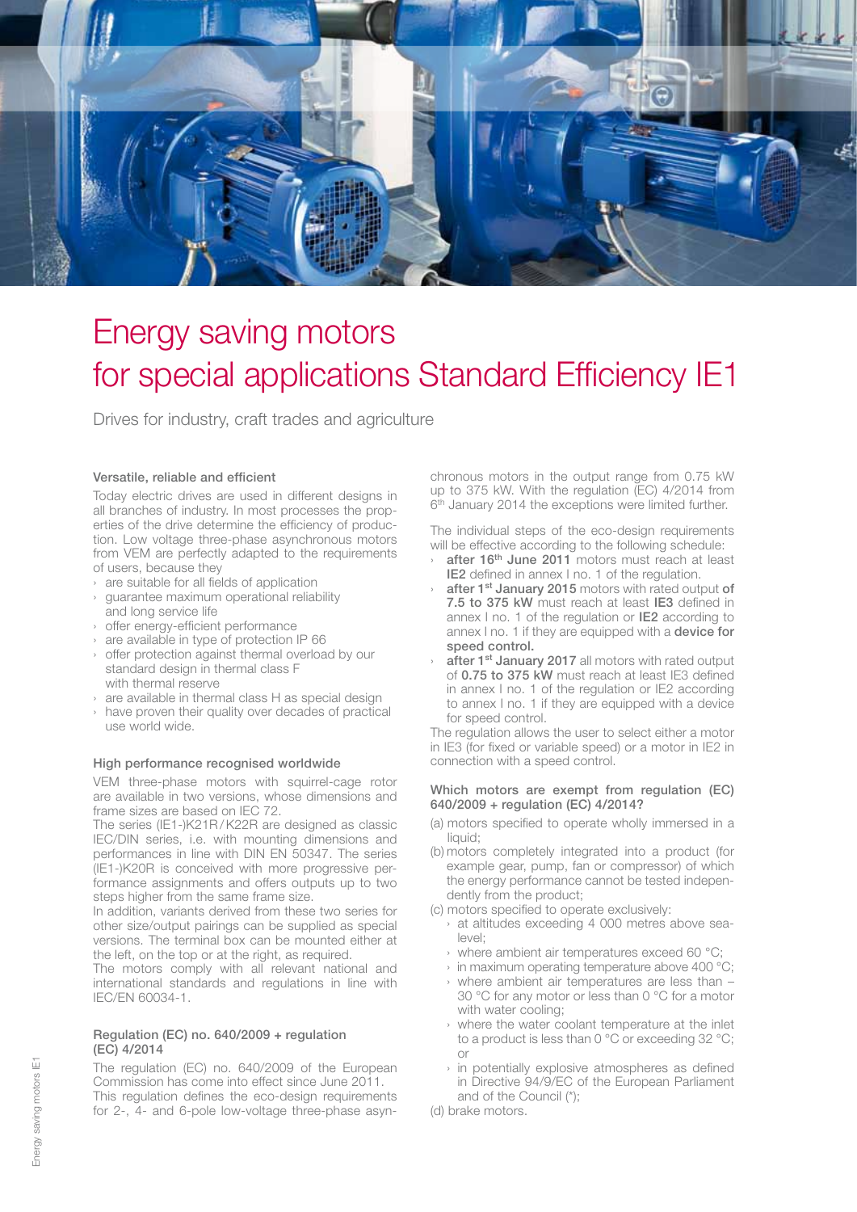# Energy saving motors for special applications Standard Efficiency IE1

Drives for industry, craft trades and agriculture

### Versatile, reliable and efficient

Today electric drives are used in different designs in all branches of industry. In most processes the properties of the drive determine the efficiency of production. Low voltage three-phase asynchronous motors from VEM are perfectly adapted to the requirements of users, because they

- are suitable for all fields of application
- guarantee maximum operational reliability and long service life
- offer energy-efficient performance
- are available in type of protection IP 66
- offer protection against thermal overload by our standard design in thermal class F with thermal reserve
- are available in thermal class H as special design
- have proven their quality over decades of practical use world wide.

### High performance recognised worldwide

VEM three-phase motors with squirrel-cage rotor are available in two versions, whose dimensions and frame sizes are based on IEC 72.

The series (IE1-)K21R / K22R are designed as classic IEC/DIN series, i.e. with mounting dimensions and performances in line with DIN EN 50347. The series (IE1-)K20R is conceived with more progressive performance assignments and offers outputs up to two steps higher from the same frame size.

In addition, variants derived from these two series for other size/output pairings can be supplied as special versions. The terminal box can be mounted either at the left, on the top or at the right, as required.

The motors comply with all relevant national and international standards and regulations in line with IEC/EN 60034-1.

### Regulation (EC) no. 640/2009 + regulation (EC) 4/2014

The regulation (EC) no. 640/2009 of the European Commission has come into effect since June 2011. This regulation defines the eco-design requirements for 2-, 4- and 6-pole low-voltage three-phase asynchronous motors in the output range from 0.75 kW up to 375 kW. With the regulation (EC) 4/2014 from 6th January 2014 the exceptions were limited further.

The individual steps of the eco-design requirements will be effective according to the following schedule:

- **after 16th June 2011** motors must reach at least **IE2** defined in annex I no. 1 of the regulation.
- **after 1st January 2015** motors with rated output **of 7.5 to 375 kW** must reach at least **IE3** defined in annex I no. 1 of the regulation or **IE2** according to annex I no. 1 if they are equipped with a **device for speed control.**
- **after 1st January 2017** all motors with rated output of **0.75 to 375 kW** must reach at least IE3 defined in annex I no. 1 of the regulation or IE2 according to annex I no. 1 if they are equipped with a device for speed control.

The regulation allows the user to select either a motor in IE3 (for fixed or variable speed) or a motor in IE2 in connection with a speed control.

### Which motors are exempt from regulation (EC) 640/2009 + regulation (EC) 4/2014?

(a) motors specified to operate wholly immersed in a liquid;

(b) motors completely integrated into a product (for example gear, pump, fan or compressor) of which the energy performance cannot be tested independently from the product;

(c) motors specified to operate exclusively:
- at altitudes exceeding 4 000 metres above sea-level;
- where ambient air temperatures exceed 60 °C;
- in maximum operating temperature above 400 °C;
- where ambient air temperatures are less than – 30 °C for any motor or less than 0 °C for a motor with water cooling;
- where the water coolant temperature at the inlet to a product is less than 0 °C or exceeding 32 °C; or
- in potentially explosive atmospheres as defined in Directive 94/9/EC of the European Parliament and of the Council (*);

(d) brake motors.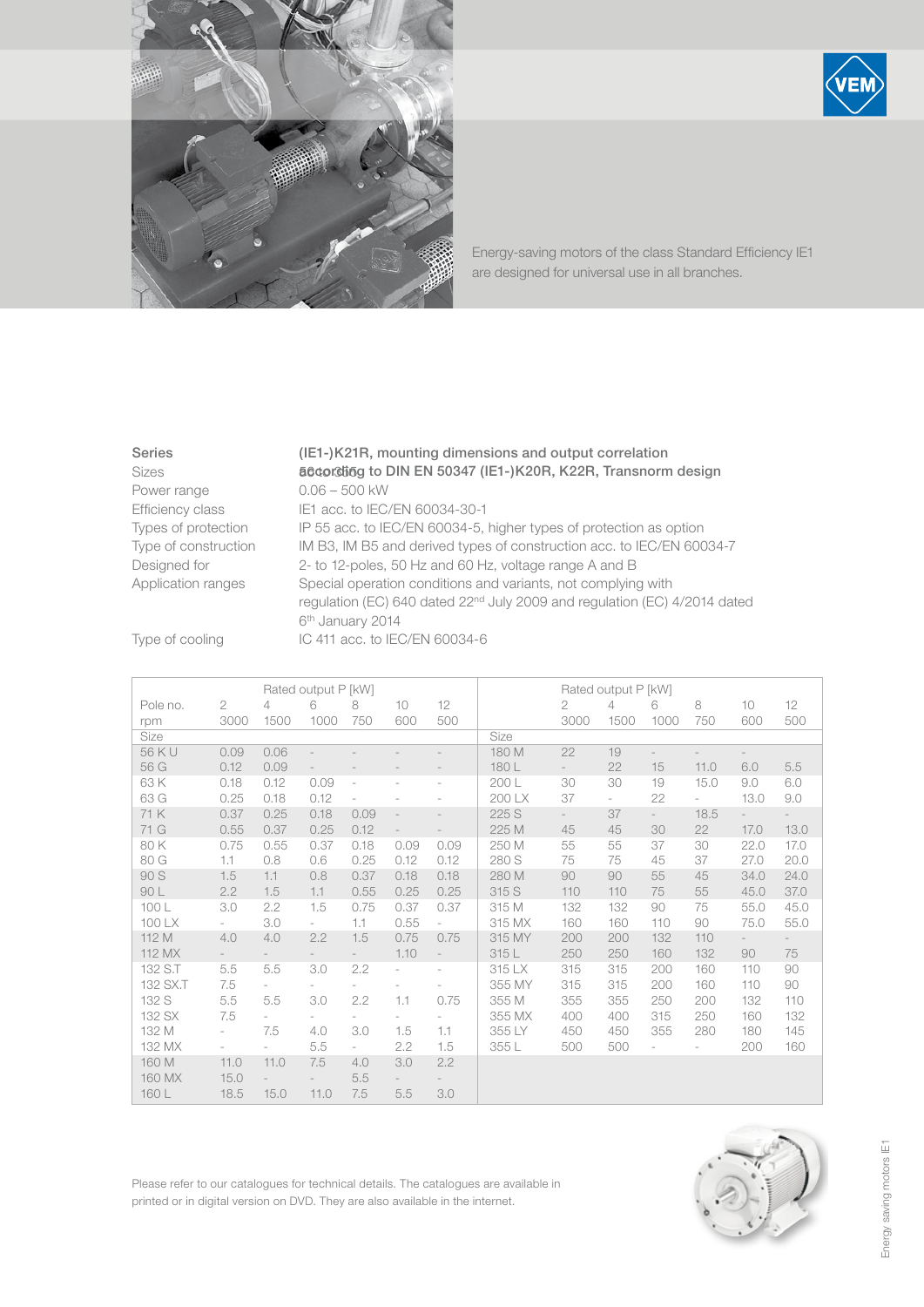Energy-saving motors of the class Standard Efficiency IE1 are designed for universal use in all branches.

| | |
|---|---|
| **Series** | **(IE1-)K21R, mounting dimensions and output correlation according to DIN EN 50347 (IE1-)K20R, K22R, Transnorm design** |
| Sizes | 56 – 355 |
| Power range | 0.06 – 500 kW |
| Efficiency class | IE1 acc. to IEC/EN 60034-30-1 |
| Types of protection | IP 55 acc. to IEC/EN 60034-5, higher types of protection as option |
| Type of construction | IM B3, IM B5 and derived types of construction acc. to IEC/EN 60034-7 |
| Designed for | 2- to 12-poles, 50 Hz and 60 Hz, voltage range A and B |
| Application ranges | Special operation conditions and variants, not complying with regulation (EC) 640 dated 22nd July 2009 and regulation (EC) 4/2014 dated 6th January 2014 |
| Type of cooling | IC 411 acc. to IEC/EN 60034-6 |

| | Rated output P [kW] | | | | | |
|---|---|---|---|---|---|---|
| Pole no. | 2 | 4 | 6 | 8 | 10 | 12 |
| rpm | 3000 | 1500 | 1000 | 750 | 600 | 500 |
| Size | | | | | | |
| 56 K U | 0.09 | 0.06 | - | - | - | - |
| 56 G | 0.12 | 0.09 | - | - | - | - |
| 63 K | 0.18 | 0.12 | 0.09 | - | - | - |
| 63 G | 0.25 | 0.18 | 0.12 | - | - | - |
| 71 K | 0.37 | 0.25 | 0.18 | 0.09 | - | - |
| 71 G | 0.55 | 0.37 | 0.25 | 0.12 | - | - |
| 80 K | 0.75 | 0.55 | 0.37 | 0.18 | 0.09 | 0.09 |
| 80 G | 1.1 | 0.8 | 0.6 | 0.25 | 0.12 | 0.12 |
| 90 S | 1.5 | 1.1 | 0.8 | 0.37 | 0.18 | 0.18 |
| 90 L | 2.2 | 1.5 | 1.1 | 0.55 | 0.25 | 0.25 |
| 100 L | 3.0 | 2.2 | 1.5 | 0.75 | 0.37 | 0.37 |
| 100 LX | - | 3.0 | - | 1.1 | 0.55 | - |
| 112 M | 4.0 | 4.0 | 2.2 | 1.5 | 0.75 | 0.75 |
| 112 MX | - | - | - | - | 1.10 | - |
| 132 S.T | 5.5 | 5.5 | 3.0 | 2.2 | - | - |
| 132 SX.T | 7.5 | - | - | - | - | - |
| 132 S | 5.5 | 5.5 | 3.0 | 2.2 | 1.1 | 0.75 |
| 132 SX | 7.5 | - | - | - | - | - |
| 132 M | - | 7.5 | 4.0 | 3.0 | 1.5 | 1.1 |
| 132 MX | - | - | 5.5 | - | 2.2 | 1.5 |
| 160 M | 11.0 | 11.0 | 7.5 | 4.0 | 3.0 | 2.2 |
| 160 MX | 15.0 | - | - | 5.5 | - | - |
| 160 L | 18.5 | 15.0 | 11.0 | 7.5 | 5.5 | 3.0 |
| 180 M | 22 | 19 | - | - | - | |
| 180 L | - | 22 | 15 | 11.0 | 6.0 | 5.5 |
| 200 L | 30 | 30 | 19 | 15.0 | 9.0 | 6.0 |
| 200 LX | 37 | - | 22 | - | 13.0 | 9.0 |
| 225 S | - | 37 | - | 18.5 | - | - |
| 225 M | 45 | 45 | 30 | 22 | 17.0 | 13.0 |
| 250 M | 55 | 55 | 37 | 30 | 22.0 | 17.0 |
| 280 S | 75 | 75 | 45 | 37 | 27.0 | 20.0 |
| 280 M | 90 | 90 | 55 | 45 | 34.0 | 24.0 |
| 315 S | 110 | 110 | 75 | 55 | 45.0 | 37.0 |
| 315 M | 132 | 132 | 90 | 75 | 55.0 | 45.0 |
| 315 MX | 160 | 160 | 110 | 90 | 75.0 | 55.0 |
| 315 MY | 200 | 200 | 132 | 110 | - | - |
| 315 L | 250 | 250 | 160 | 132 | 90 | 75 |
| 315 LX | 315 | 315 | 200 | 160 | 110 | 90 |
| 355 MY | 315 | 315 | 200 | 160 | 110 | 90 |
| 355 M | 355 | 355 | 250 | 200 | 132 | 110 |
| 355 MX | 400 | 400 | 315 | 250 | 160 | 132 |
| 355 LY | 450 | 450 | 355 | 280 | 180 | 145 |
| 355 L | 500 | 500 | - | - | 200 | 160 |

Please refer to our catalogues for technical details. The catalogues are available in printed or in digital version on DVD. They are also available in the internet.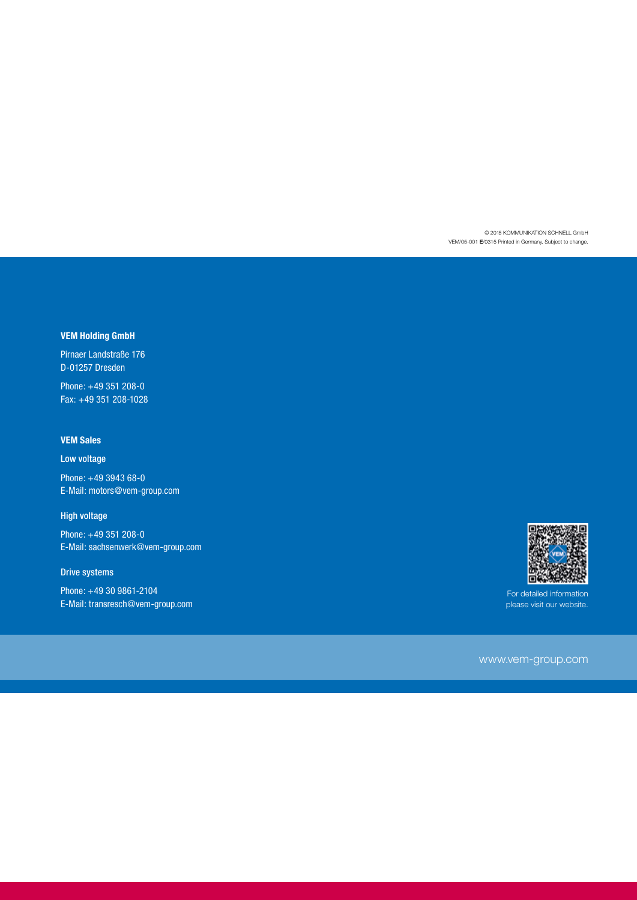© 2015 KOMMUNIKATION SCHNELL GmbH
VEM/05-001 **E**/0315 Printed in Germany. Subject to change.

**VEM Holding GmbH**

Pirnaer Landstraße 176
D-01257 Dresden

Phone: +49 351 208-0
Fax: +49 351 208-1028

**VEM Sales**

Low voltage

Phone: +49 3943 68-0
E-Mail: motors@vem-group.com

High voltage

Phone: +49 351 208-0
E-Mail: sachsenwerk@vem-group.com

Drive systems

Phone: +49 30 9861-2104
E-Mail: transresch@vem-group.com

For detailed information please visit our website.

www.vem-group.com